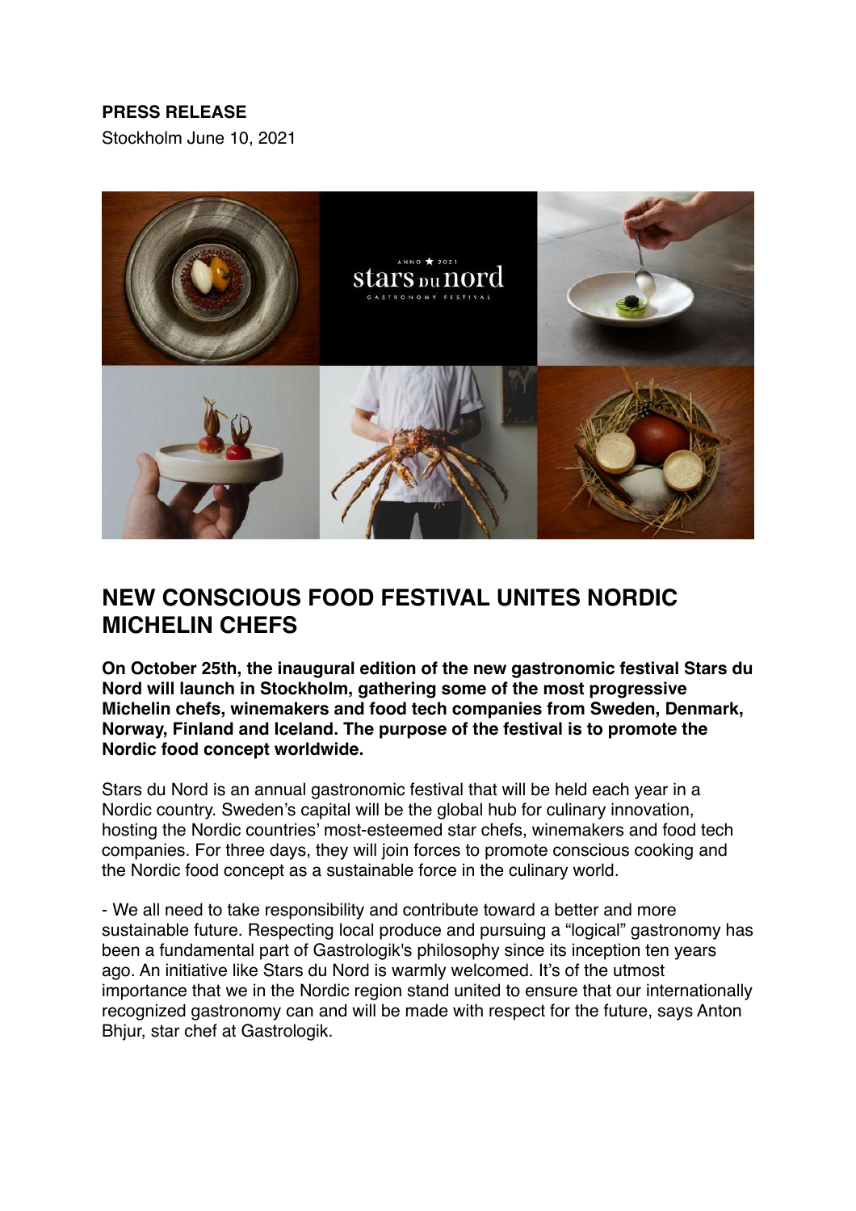**PRESS RELEASE**

Stockholm June 10, 2021

# NEW CONSCIOUS FOOD FESTIVAL UNITES NORDIC MICHELIN CHEFS

**On October 25th, the inaugural edition of the new gastronomic festival Stars du Nord will launch in Stockholm, gathering some of the most progressive Michelin chefs, winemakers and food tech companies from Sweden, Denmark, Norway, Finland and Iceland. The purpose of the festival is to promote the Nordic food concept worldwide.**

Stars du Nord is an annual gastronomic festival that will be held each year in a Nordic country. Sweden's capital will be the global hub for culinary innovation, hosting the Nordic countries' most-esteemed star chefs, winemakers and food tech companies. For three days, they will join forces to promote conscious cooking and the Nordic food concept as a sustainable force in the culinary world.

- We all need to take responsibility and contribute toward a better and more sustainable future. Respecting local produce and pursuing a "logical" gastronomy has been a fundamental part of Gastrologik's philosophy since its inception ten years ago. An initiative like Stars du Nord is warmly welcomed. It's of the utmost importance that we in the Nordic region stand united to ensure that our internationally recognized gastronomy can and will be made with respect for the future, says Anton Bhjur, star chef at Gastrologik.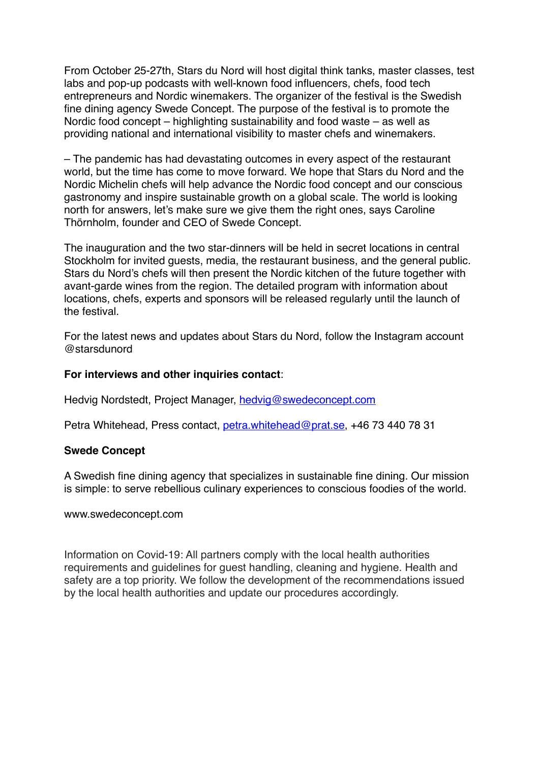From October 25-27th, Stars du Nord will host digital think tanks, master classes, test labs and pop-up podcasts with well-known food influencers, chefs, food tech entrepreneurs and Nordic winemakers. The organizer of the festival is the Swedish fine dining agency Swede Concept. The purpose of the festival is to promote the Nordic food concept – highlighting sustainability and food waste – as well as providing national and international visibility to master chefs and winemakers.

– The pandemic has had devastating outcomes in every aspect of the restaurant world, but the time has come to move forward. We hope that Stars du Nord and the Nordic Michelin chefs will help advance the Nordic food concept and our conscious gastronomy and inspire sustainable growth on a global scale. The world is looking north for answers, let's make sure we give them the right ones, says Caroline Thörnholm, founder and CEO of Swede Concept.

The inauguration and the two star-dinners will be held in secret locations in central Stockholm for invited guests, media, the restaurant business, and the general public. Stars du Nord's chefs will then present the Nordic kitchen of the future together with avant-garde wines from the region. The detailed program with information about locations, chefs, experts and sponsors will be released regularly until the launch of the festival.

For the latest news and updates about Stars du Nord, follow the Instagram account @starsdunord

**For interviews and other inquiries contact**:

Hedvig Nordstedt, Project Manager, hedvig@swedeconcept.com

Petra Whitehead, Press contact, petra.whitehead@prat.se, +46 73 440 78 31

**Swede Concept**

A Swedish fine dining agency that specializes in sustainable fine dining. Our mission is simple: to serve rebellious culinary experiences to conscious foodies of the world.

www.swedeconcept.com

Information on Covid-19: All partners comply with the local health authorities requirements and guidelines for guest handling, cleaning and hygiene. Health and safety are a top priority. We follow the development of the recommendations issued by the local health authorities and update our procedures accordingly.